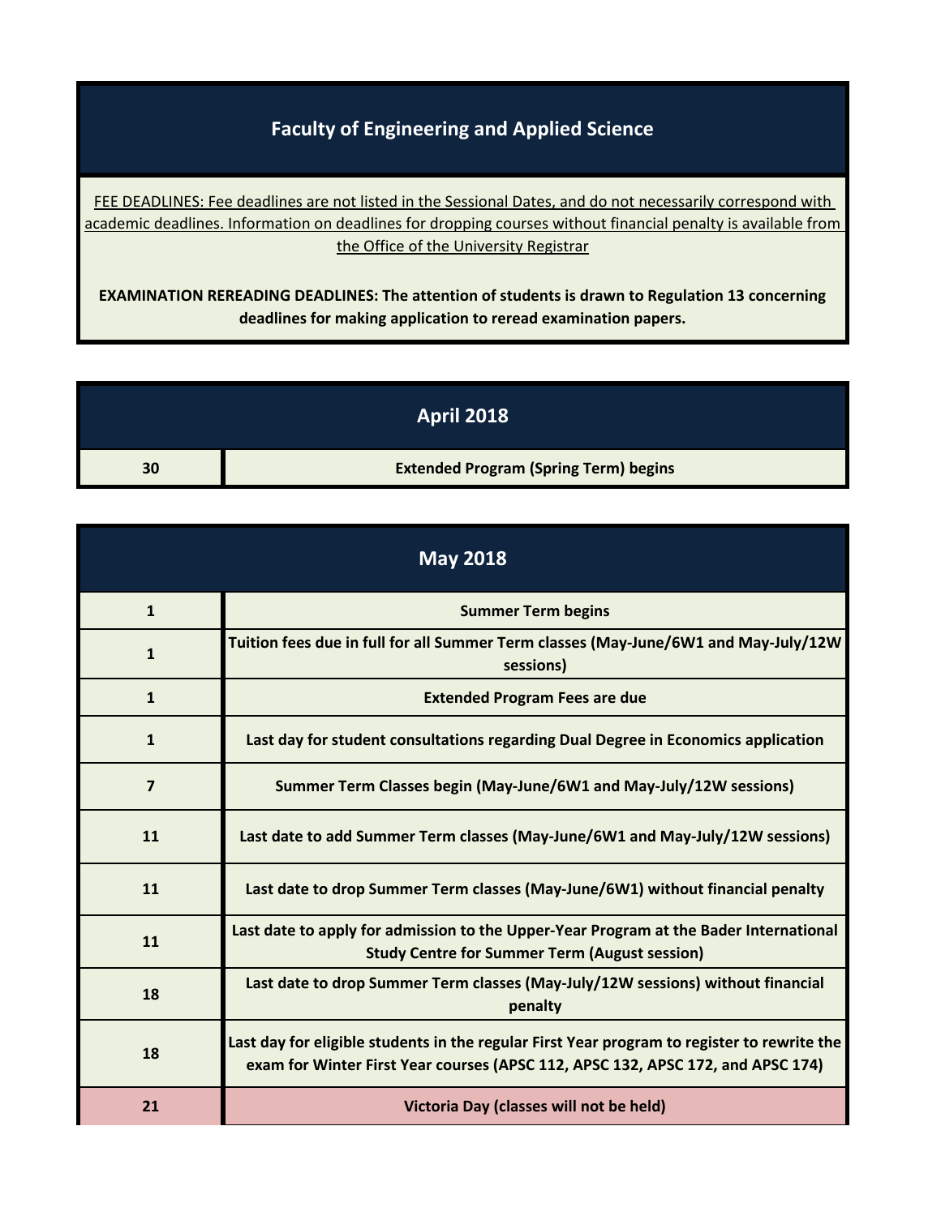# Faculty of Engineering and Applied Science

FEE DEADLINES: Fee deadlines are not listed in the Sessional Dates, and do not necessarily correspond with academic deadlines. Information on deadlines for dropping courses without financial penalty is available from the Office of the University Registrar

**EXAMINATION REREADING DEADLINES: The attention of students is drawn to Regulation 13 concerning deadlines for making application to reread examination papers.**

## April 2018

| | |
|---|---|
| 30 | Extended Program (Spring Term) begins |

## May 2018

| | |
|---|---|
| 1 | Summer Term begins |
| 1 | Tuition fees due in full for all Summer Term classes (May-June/6W1 and May-July/12W sessions) |
| 1 | Extended Program Fees are due |
| 1 | Last day for student consultations regarding Dual Degree in Economics application |
| 7 | Summer Term Classes begin (May-June/6W1 and May-July/12W sessions) |
| 11 | Last date to add Summer Term classes (May-June/6W1 and May-July/12W sessions) |
| 11 | Last date to drop Summer Term classes (May-June/6W1) without financial penalty |
| 11 | Last date to apply for admission to the Upper-Year Program at the Bader International Study Centre for Summer Term (August session) |
| 18 | Last date to drop Summer Term classes (May-July/12W sessions) without financial penalty |
| 18 | Last day for eligible students in the regular First Year program to register to rewrite the exam for Winter First Year courses (APSC 112, APSC 132, APSC 172, and APSC 174) |
| 21 | Victoria Day (classes will not be held) |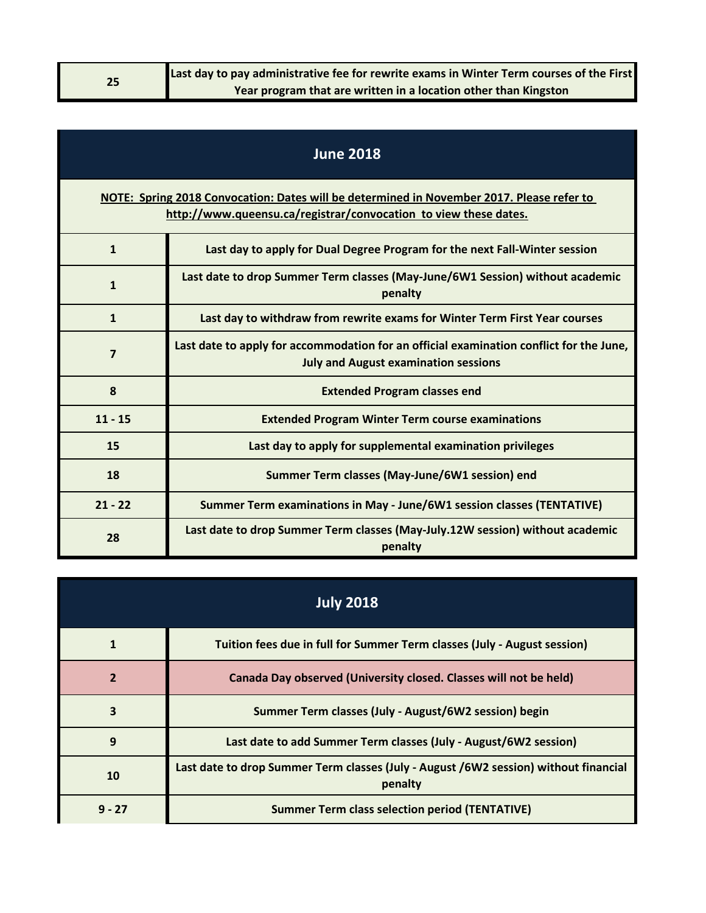| | |
|---|---|
| 25 | Last day to pay administrative fee for rewrite exams in Winter Term courses of the First Year program that are written in a location other than Kingston |

| June 2018 | |
|---|---|
| NOTE: Spring 2018 Convocation: Dates will be determined in November 2017. Please refer to http://www.queensu.ca/registrar/convocation to view these dates. | |
| 1 | Last day to apply for Dual Degree Program for the next Fall-Winter session |
| 1 | Last date to drop Summer Term classes (May-June/6W1 Session) without academic penalty |
| 1 | Last day to withdraw from rewrite exams for Winter Term First Year courses |
| 7 | Last date to apply for accommodation for an official examination conflict for the June, July and August examination sessions |
| 8 | Extended Program classes end |
| 11 - 15 | Extended Program Winter Term course examinations |
| 15 | Last day to apply for supplemental examination privileges |
| 18 | Summer Term classes (May-June/6W1 session) end |
| 21 - 22 | Summer Term examinations in May - June/6W1 session classes (TENTATIVE) |
| 28 | Last date to drop Summer Term classes (May-July.12W session) without academic penalty |

| July 2018 | |
|---|---|
| 1 | Tuition fees due in full for Summer Term classes (July - August session) |
| 2 | Canada Day observed (University closed. Classes will not be held) |
| 3 | Summer Term classes (July - August/6W2 session) begin |
| 9 | Last date to add Summer Term classes (July - August/6W2 session) |
| 10 | Last date to drop Summer Term classes (July - August /6W2 session) without financial penalty |
| 9 - 27 | Summer Term class selection period (TENTATIVE) |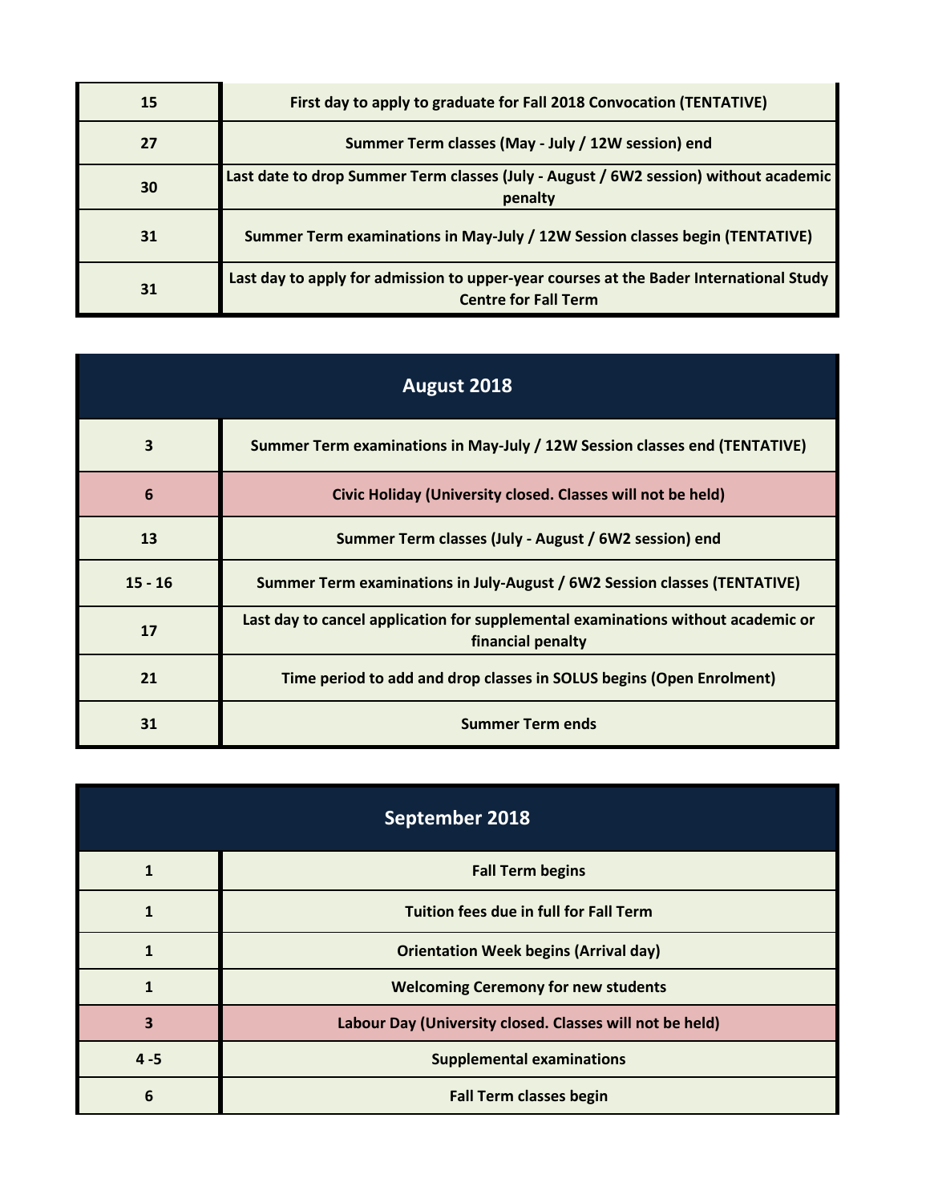| | |
|---|---|
| 15 | First day to apply to graduate for Fall 2018 Convocation (TENTATIVE) |
| 27 | Summer Term classes (May - July / 12W session) end |
| 30 | Last date to drop Summer Term classes (July - August / 6W2 session) without academic penalty |
| 31 | Summer Term examinations in May-July / 12W Session classes begin (TENTATIVE) |
| 31 | Last day to apply for admission to upper-year courses at the Bader International Study Centre for Fall Term |

## August 2018

| | |
|---|---|
| 3 | Summer Term examinations in May-July / 12W Session classes end (TENTATIVE) |
| 6 | Civic Holiday (University closed. Classes will not be held) |
| 13 | Summer Term classes (July - August / 6W2 session) end |
| 15 - 16 | Summer Term examinations in July-August / 6W2 Session classes (TENTATIVE) |
| 17 | Last day to cancel application for supplemental examinations without academic or financial penalty |
| 21 | Time period to add and drop classes in SOLUS begins (Open Enrolment) |
| 31 | Summer Term ends |

## September 2018

| | |
|---|---|
| 1 | Fall Term begins |
| 1 | Tuition fees due in full for Fall Term |
| 1 | Orientation Week begins (Arrival day) |
| 1 | Welcoming Ceremony for new students |
| 3 | Labour Day (University closed. Classes will not be held) |
| 4 -5 | Supplemental examinations |
| 6 | Fall Term classes begin |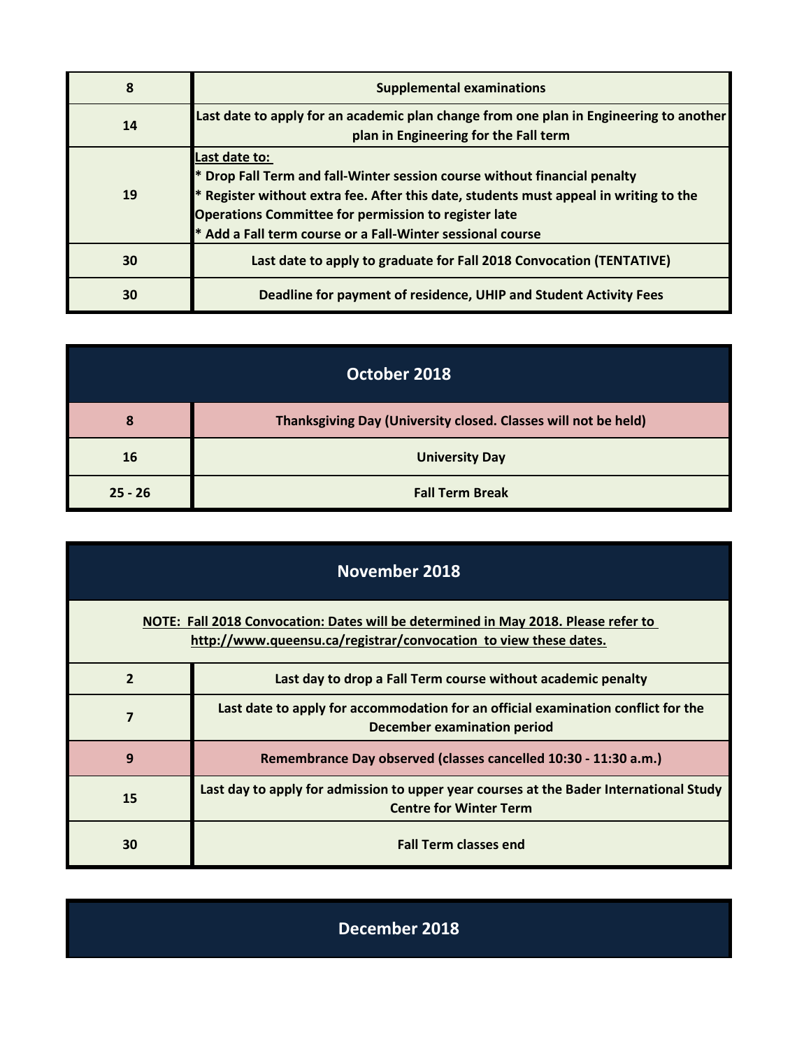| | |
|---|---|
| **8** | **Supplemental examinations** |
| **14** | **Last date to apply for an academic plan change from one plan in Engineering to another plan in Engineering for the Fall term** |
| **19** | **Last date to:**<br>**\* Drop Fall Term and fall-Winter session course without financial penalty**<br>**\* Register without extra fee. After this date, students must appeal in writing to the Operations Committee for permission to register late**<br>**\* Add a Fall term course or a Fall-Winter sessional course** |
| **30** | **Last date to apply to graduate for Fall 2018 Convocation (TENTATIVE)** |
| **30** | **Deadline for payment of residence, UHIP and Student Activity Fees** |

## October 2018

| | |
|---|---|
| **8** | **Thanksgiving Day (University closed. Classes will not be held)** |
| **16** | **University Day** |
| **25 - 26** | **Fall Term Break** |

## November 2018

**NOTE: Fall 2018 Convocation: Dates will be determined in May 2018. Please refer to http://www.queensu.ca/registrar/convocation to view these dates.**

| | |
|---|---|
| **2** | **Last day to drop a Fall Term course without academic penalty** |
| **7** | **Last date to apply for accommodation for an official examination conflict for the December examination period** |
| **9** | **Remembrance Day observed (classes cancelled 10:30 - 11:30 a.m.)** |
| **15** | **Last day to apply for admission to upper year courses at the Bader International Study Centre for Winter Term** |
| **30** | **Fall Term classes end** |

## December 2018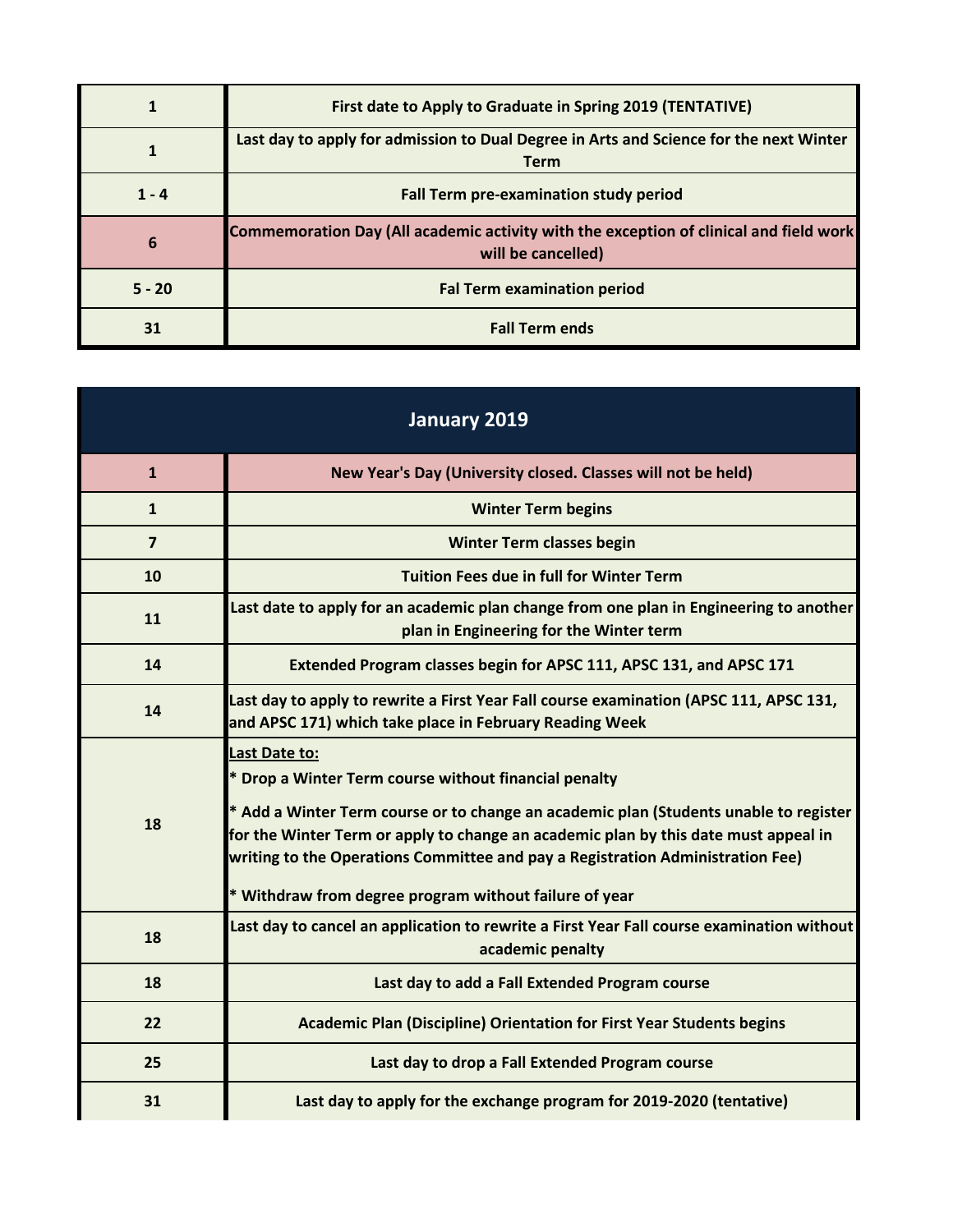| | |
|---|---|
| 1 | First date to Apply to Graduate in Spring 2019 (TENTATIVE) |
| 1 | Last day to apply for admission to Dual Degree in Arts and Science for the next Winter Term |
| 1 - 4 | Fall Term pre-examination study period |
| 6 | Commemoration Day (All academic activity with the exception of clinical and field work will be cancelled) |
| 5 - 20 | Fal Term examination period |
| 31 | Fall Term ends |

## January 2019

| | |
|---|---|
| 1 | New Year's Day (University closed. Classes will not be held) |
| 1 | Winter Term begins |
| 7 | Winter Term classes begin |
| 10 | Tuition Fees due in full for Winter Term |
| 11 | Last date to apply for an academic plan change from one plan in Engineering to another plan in Engineering for the Winter term |
| 14 | Extended Program classes begin for APSC 111, APSC 131, and APSC 171 |
| 14 | Last day to apply to rewrite a First Year Fall course examination (APSC 111, APSC 131, and APSC 171) which take place in February Reading Week |
| 18 | Last Date to:<br>* Drop a Winter Term course without financial penalty<br>* Add a Winter Term course or to change an academic plan (Students unable to register for the Winter Term or apply to change an academic plan by this date must appeal in writing to the Operations Committee and pay a Registration Administration Fee)<br>* Withdraw from degree program without failure of year |
| 18 | Last day to cancel an application to rewrite a First Year Fall course examination without academic penalty |
| 18 | Last day to add a Fall Extended Program course |
| 22 | Academic Plan (Discipline) Orientation for First Year Students begins |
| 25 | Last day to drop a Fall Extended Program course |
| 31 | Last day to apply for the exchange program for 2019-2020 (tentative) |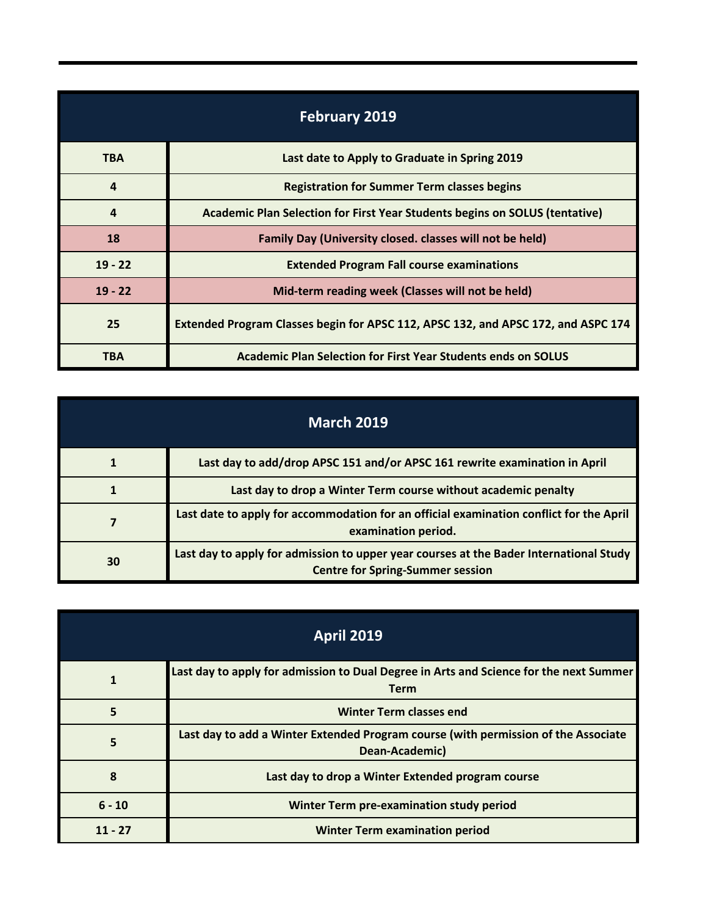| February 2019 | |
|---|---|
| TBA | Last date to Apply to Graduate in Spring 2019 |
| 4 | Registration for Summer Term classes begins |
| 4 | Academic Plan Selection for First Year Students begins on SOLUS (tentative) |
| 18 | Family Day (University closed. classes will not be held) |
| 19 - 22 | Extended Program Fall course examinations |
| 19 - 22 | Mid-term reading week (Classes will not be held) |
| 25 | Extended Program Classes begin for APSC 112, APSC 132, and APSC 172, and ASPC 174 |
| TBA | Academic Plan Selection for First Year Students ends on SOLUS |

| March 2019 | |
|---|---|
| 1 | Last day to add/drop APSC 151 and/or APSC 161 rewrite examination in April |
| 1 | Last day to drop a Winter Term course without academic penalty |
| 7 | Last date to apply for accommodation for an official examination conflict for the April examination period. |
| 30 | Last day to apply for admission to upper year courses at the Bader International Study Centre for Spring-Summer session |

| April 2019 | |
|---|---|
| 1 | Last day to apply for admission to Dual Degree in Arts and Science for the next Summer Term |
| 5 | Winter Term classes end |
| 5 | Last day to add a Winter Extended Program course (with permission of the Associate Dean-Academic) |
| 8 | Last day to drop a Winter Extended program course |
| 6 - 10 | Winter Term pre-examination study period |
| 11 - 27 | Winter Term examination period |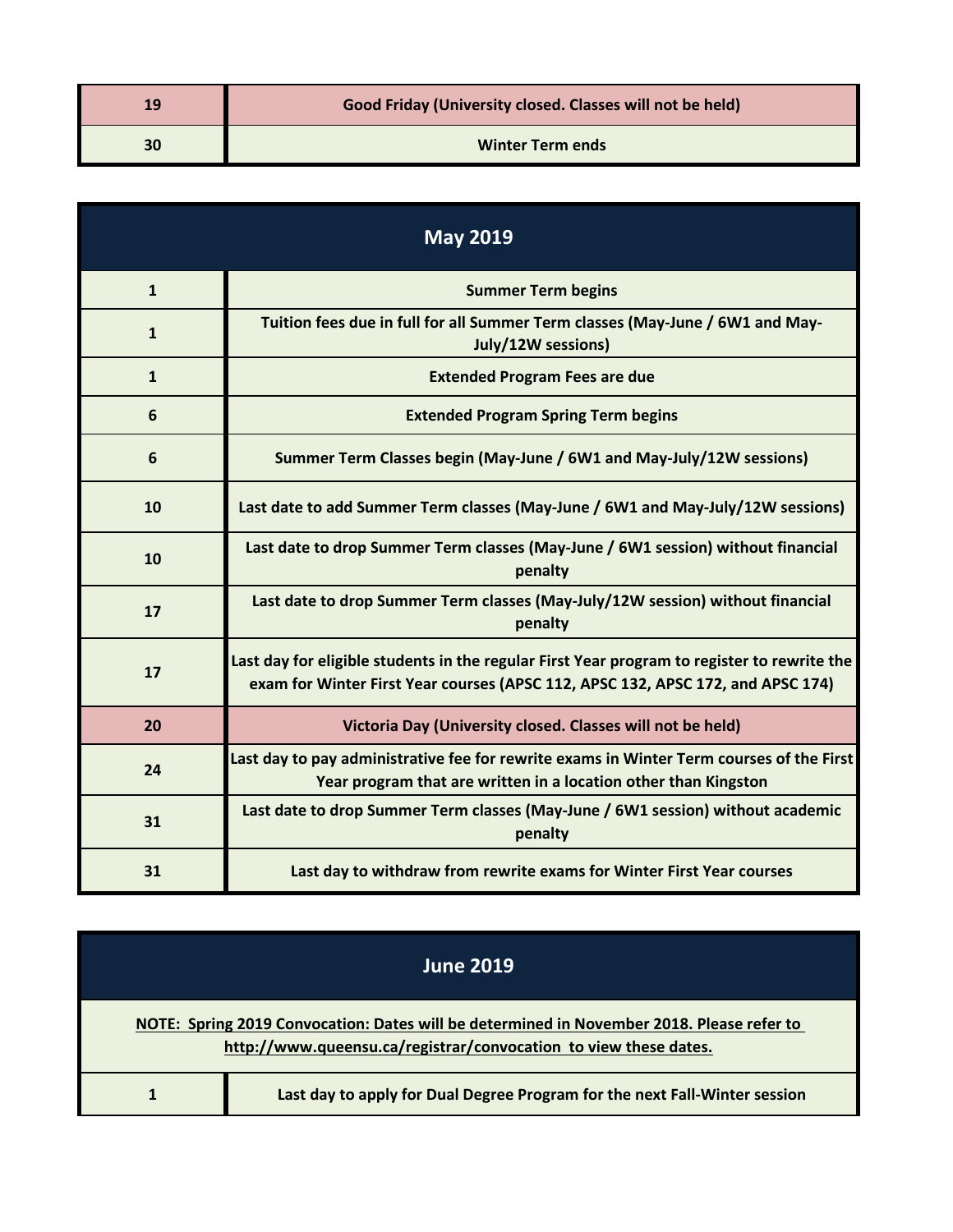| | |
|---|---|
| **19** | **Good Friday (University closed. Classes will not be held)** |
| **30** | **Winter Term ends** |

## May 2019

| | |
|---|---|
| **1** | **Summer Term begins** |
| **1** | **Tuition fees due in full for all Summer Term classes (May-June / 6W1 and May-July/12W sessions)** |
| **1** | **Extended Program Fees are due** |
| **6** | **Extended Program Spring Term begins** |
| **6** | **Summer Term Classes begin (May-June / 6W1 and May-July/12W sessions)** |
| **10** | **Last date to add Summer Term classes (May-June / 6W1 and May-July/12W sessions)** |
| **10** | **Last date to drop Summer Term classes (May-June / 6W1 session) without financial penalty** |
| **17** | **Last date to drop Summer Term classes (May-July/12W session) without financial penalty** |
| **17** | **Last day for eligible students in the regular First Year program to register to rewrite the exam for Winter First Year courses (APSC 112, APSC 132, APSC 172, and APSC 174)** |
| **20** | **Victoria Day (University closed. Classes will not be held)** |
| **24** | **Last day to pay administrative fee for rewrite exams in Winter Term courses of the First Year program that are written in a location other than Kingston** |
| **31** | **Last date to drop Summer Term classes (May-June / 6W1 session) without academic penalty** |
| **31** | **Last day to withdraw from rewrite exams for Winter First Year courses** |

## June 2019

**NOTE: Spring 2019 Convocation: Dates will be determined in November 2018. Please refer to http://www.queensu.ca/registrar/convocation to view these dates.**

| | |
|---|---|
| **1** | **Last day to apply for Dual Degree Program for the next Fall-Winter session** |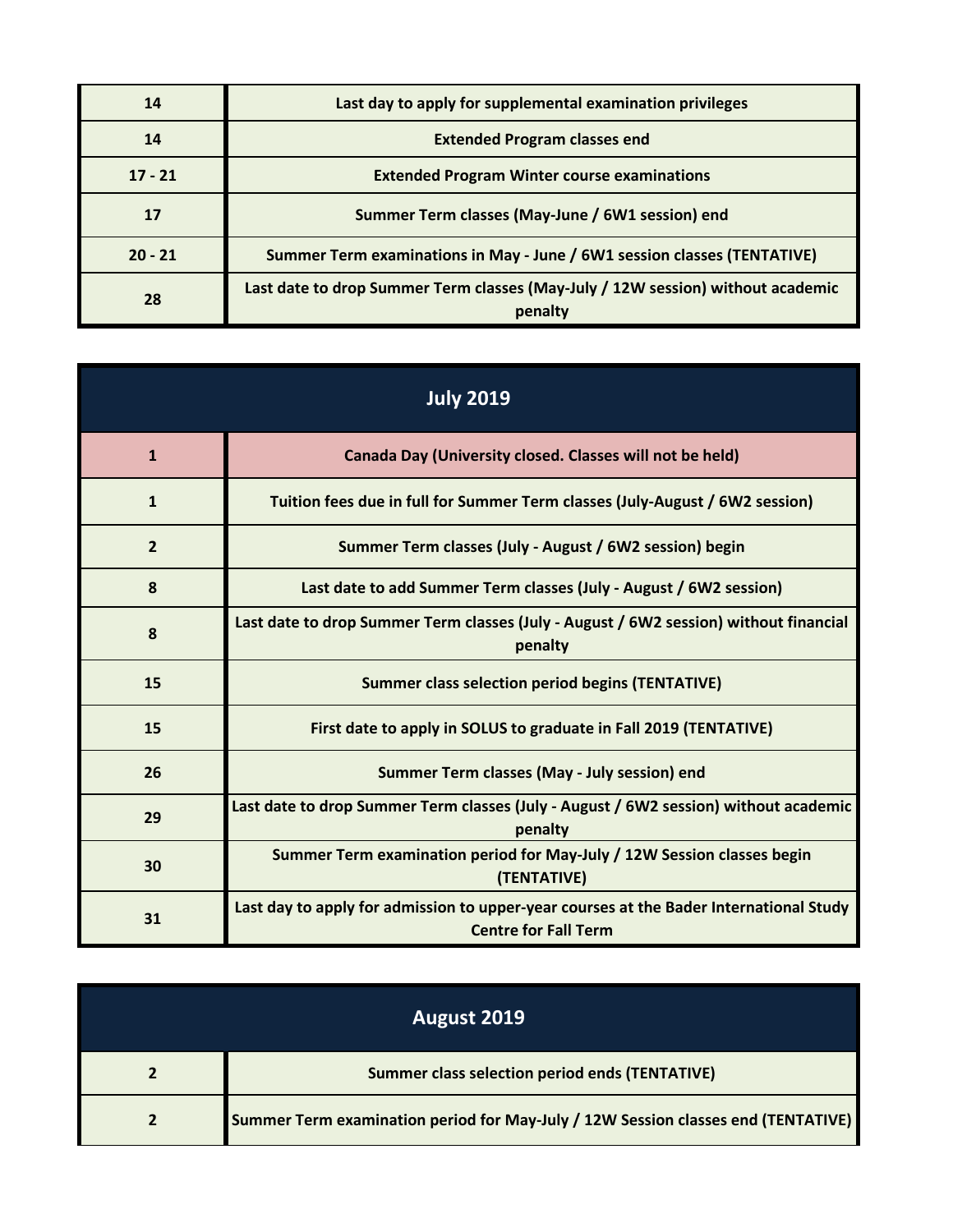| | |
|---|---|
| 14 | Last day to apply for supplemental examination privileges |
| 14 | Extended Program classes end |
| 17 - 21 | Extended Program Winter course examinations |
| 17 | Summer Term classes (May-June / 6W1 session) end |
| 20 - 21 | Summer Term examinations in May - June / 6W1 session classes (TENTATIVE) |
| 28 | Last date to drop Summer Term classes (May-July / 12W session) without academic penalty |

## July 2019

| | |
|---|---|
| 1 | Canada Day (University closed. Classes will not be held) |
| 1 | Tuition fees due in full for Summer Term classes (July-August / 6W2 session) |
| 2 | Summer Term classes (July - August / 6W2 session) begin |
| 8 | Last date to add Summer Term classes (July - August / 6W2 session) |
| 8 | Last date to drop Summer Term classes (July - August / 6W2 session) without financial penalty |
| 15 | Summer class selection period begins (TENTATIVE) |
| 15 | First date to apply in SOLUS to graduate in Fall 2019 (TENTATIVE) |
| 26 | Summer Term classes (May - July session) end |
| 29 | Last date to drop Summer Term classes (July - August / 6W2 session) without academic penalty |
| 30 | Summer Term examination period for May-July / 12W Session classes begin (TENTATIVE) |
| 31 | Last day to apply for admission to upper-year courses at the Bader International Study Centre for Fall Term |

## August 2019

| | |
|---|---|
| 2 | Summer class selection period ends (TENTATIVE) |
| 2 | Summer Term examination period for May-July / 12W Session classes end (TENTATIVE) |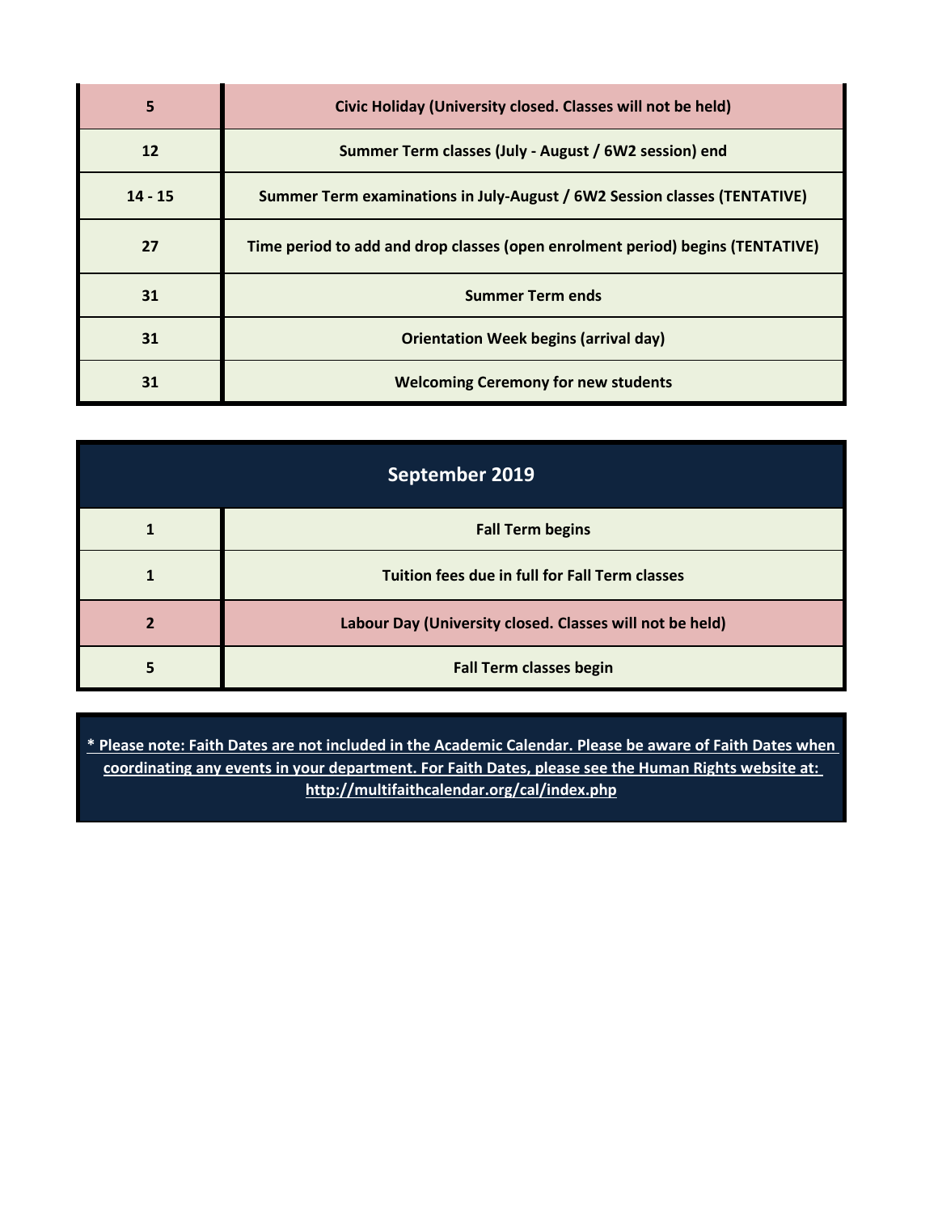| | |
|---|---|
| **5** | **Civic Holiday (University closed. Classes will not be held)** |
| **12** | **Summer Term classes (July - August / 6W2 session) end** |
| **14 - 15** | **Summer Term examinations in July-August / 6W2 Session classes (TENTATIVE)** |
| **27** | **Time period to add and drop classes (open enrolment period) begins (TENTATIVE)** |
| **31** | **Summer Term ends** |
| **31** | **Orientation Week begins (arrival day)** |
| **31** | **Welcoming Ceremony for new students** |

## September 2019

| | |
|---|---|
| **1** | **Fall Term begins** |
| **1** | **Tuition fees due in full for Fall Term classes** |
| **2** | **Labour Day (University closed. Classes will not be held)** |
| **5** | **Fall Term classes begin** |

**\* Please note: Faith Dates are not included in the Academic Calendar. Please be aware of Faith Dates when coordinating any events in your department. For Faith Dates, please see the Human Rights website at: http://multifaithcalendar.org/cal/index.php**